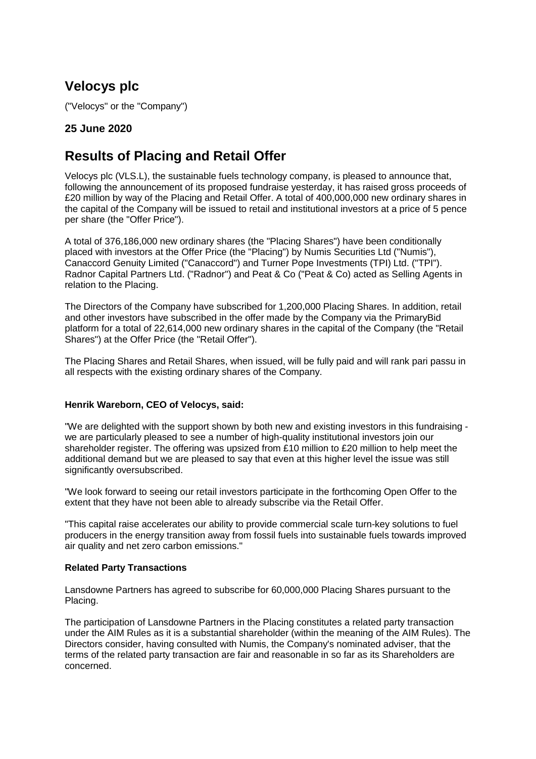# Velocys plc

("Velocys" or the "Company")

### 25 June 2020

## Results of Placing and Retail Offer

Velocys plc (VLS.L), the sustainable fuels technology company, is pleased to announce that, following the announcement of its proposed fundraise yesterday, it has raised gross proceeds of £20 million by way of the Placing and Retail Offer. A total of 400,000,000 new ordinary shares in the capital of the Company will be issued to retail and institutional investors at a price of 5 pence per share (the "Offer Price").

A total of 376,186,000 new ordinary shares (the "Placing Shares") have been conditionally placed with investors at the Offer Price (the "Placing") by Numis Securities Ltd ("Numis"), Canaccord Genuity Limited ("Canaccord") and Turner Pope Investments (TPI) Ltd. ("TPI"). Radnor Capital Partners Ltd. ("Radnor") and Peat & Co ("Peat & Co) acted as Selling Agents in relation to the Placing.

The Directors of the Company have subscribed for 1,200,000 Placing Shares. In addition, retail and other investors have subscribed in the offer made by the Company via the PrimaryBid platform for a total of 22,614,000 new ordinary shares in the capital of the Company (the "Retail Shares") at the Offer Price (the "Retail Offer").

The Placing Shares and Retail Shares, when issued, will be fully paid and will rank pari passu in all respects with the existing ordinary shares of the Company.

**Henrik Wareborn, CEO of Velocys, said:**

"We are delighted with the support shown by both new and existing investors in this fundraising - we are particularly pleased to see a number of high-quality institutional investors join our shareholder register. The offering was upsized from £10 million to £20 million to help meet the additional demand but we are pleased to say that even at this higher level the issue was still significantly oversubscribed.

"We look forward to seeing our retail investors participate in the forthcoming Open Offer to the extent that they have not been able to already subscribe via the Retail Offer.

"This capital raise accelerates our ability to provide commercial scale turn-key solutions to fuel producers in the energy transition away from fossil fuels into sustainable fuels towards improved air quality and net zero carbon emissions."

**Related Party Transactions**

Lansdowne Partners has agreed to subscribe for 60,000,000 Placing Shares pursuant to the Placing.

The participation of Lansdowne Partners in the Placing constitutes a related party transaction under the AIM Rules as it is a substantial shareholder (within the meaning of the AIM Rules). The Directors consider, having consulted with Numis, the Company's nominated adviser, that the terms of the related party transaction are fair and reasonable in so far as its Shareholders are concerned.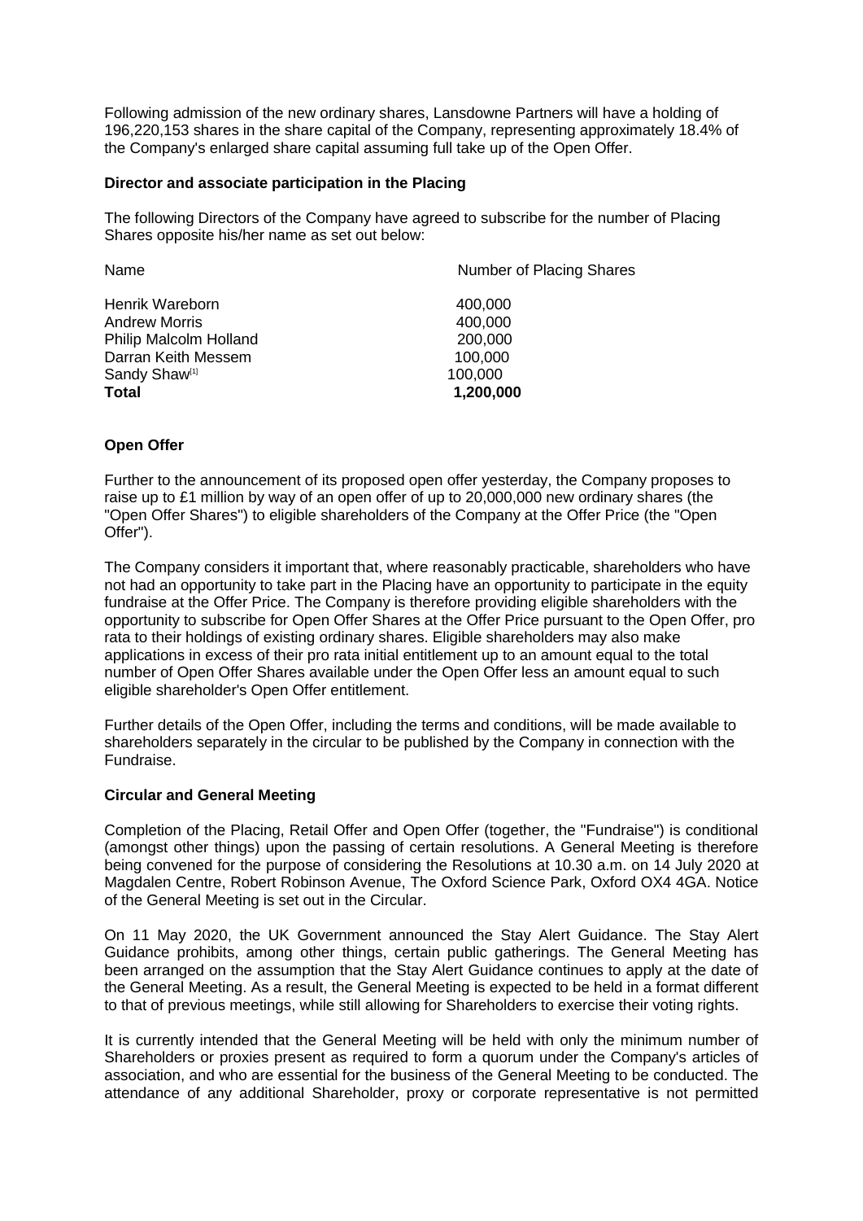Following admission of the new ordinary shares, Lansdowne Partners will have a holding of 196,220,153 shares in the share capital of the Company, representing approximately 18.4% of the Company's enlarged share capital assuming full take up of the Open Offer.

**Director and associate participation in the Placing**

The following Directors of the Company have agreed to subscribe for the number of Placing Shares opposite his/her name as set out below:

| Name | Number of Placing Shares |
|---|---|
| Henrik Wareborn | 400,000 |
| Andrew Morris | 400,000 |
| Philip Malcolm Holland | 200,000 |
| Darran Keith Messem | 100,000 |
| Sandy Shaw[1] | 100,000 |
| **Total** | **1,200,000** |

**Open Offer**

Further to the announcement of its proposed open offer yesterday, the Company proposes to raise up to £1 million by way of an open offer of up to 20,000,000 new ordinary shares (the "Open Offer Shares") to eligible shareholders of the Company at the Offer Price (the "Open Offer").

The Company considers it important that, where reasonably practicable, shareholders who have not had an opportunity to take part in the Placing have an opportunity to participate in the equity fundraise at the Offer Price. The Company is therefore providing eligible shareholders with the opportunity to subscribe for Open Offer Shares at the Offer Price pursuant to the Open Offer, pro rata to their holdings of existing ordinary shares. Eligible shareholders may also make applications in excess of their pro rata initial entitlement up to an amount equal to the total number of Open Offer Shares available under the Open Offer less an amount equal to such eligible shareholder's Open Offer entitlement.

Further details of the Open Offer, including the terms and conditions, will be made available to shareholders separately in the circular to be published by the Company in connection with the Fundraise.

**Circular and General Meeting**

Completion of the Placing, Retail Offer and Open Offer (together, the "Fundraise") is conditional (amongst other things) upon the passing of certain resolutions. A General Meeting is therefore being convened for the purpose of considering the Resolutions at 10.30 a.m. on 14 July 2020 at Magdalen Centre, Robert Robinson Avenue, The Oxford Science Park, Oxford OX4 4GA. Notice of the General Meeting is set out in the Circular.

On 11 May 2020, the UK Government announced the Stay Alert Guidance. The Stay Alert Guidance prohibits, among other things, certain public gatherings. The General Meeting has been arranged on the assumption that the Stay Alert Guidance continues to apply at the date of the General Meeting. As a result, the General Meeting is expected to be held in a format different to that of previous meetings, while still allowing for Shareholders to exercise their voting rights.

It is currently intended that the General Meeting will be held with only the minimum number of Shareholders or proxies present as required to form a quorum under the Company's articles of association, and who are essential for the business of the General Meeting to be conducted. The attendance of any additional Shareholder, proxy or corporate representative is not permitted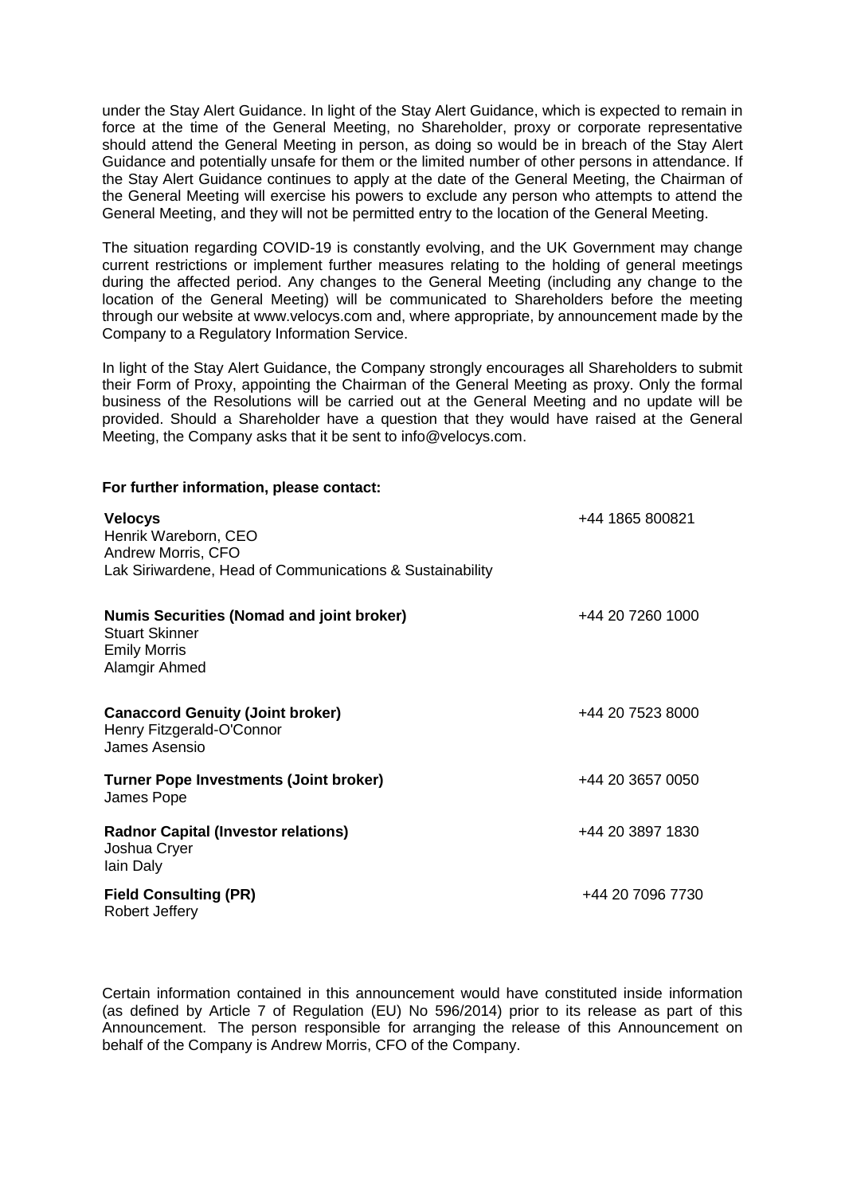under the Stay Alert Guidance. In light of the Stay Alert Guidance, which is expected to remain in force at the time of the General Meeting, no Shareholder, proxy or corporate representative should attend the General Meeting in person, as doing so would be in breach of the Stay Alert Guidance and potentially unsafe for them or the limited number of other persons in attendance. If the Stay Alert Guidance continues to apply at the date of the General Meeting, the Chairman of the General Meeting will exercise his powers to exclude any person who attempts to attend the General Meeting, and they will not be permitted entry to the location of the General Meeting.

The situation regarding COVID-19 is constantly evolving, and the UK Government may change current restrictions or implement further measures relating to the holding of general meetings during the affected period. Any changes to the General Meeting (including any change to the location of the General Meeting) will be communicated to Shareholders before the meeting through our website at www.velocys.com and, where appropriate, by announcement made by the Company to a Regulatory Information Service.

In light of the Stay Alert Guidance, the Company strongly encourages all Shareholders to submit their Form of Proxy, appointing the Chairman of the General Meeting as proxy. Only the formal business of the Resolutions will be carried out at the General Meeting and no update will be provided. Should a Shareholder have a question that they would have raised at the General Meeting, the Company asks that it be sent to info@velocys.com.

**For further information, please contact:**

| | |
|---|---|
| **Velocys**<br>Henrik Wareborn, CEO<br>Andrew Morris, CFO<br>Lak Siriwardene, Head of Communications & Sustainability | +44 1865 800821 |
| **Numis Securities (Nomad and joint broker)**<br>Stuart Skinner<br>Emily Morris<br>Alamgir Ahmed | +44 20 7260 1000 |
| **Canaccord Genuity (Joint broker)**<br>Henry Fitzgerald-O'Connor<br>James Asensio | +44 20 7523 8000 |
| **Turner Pope Investments (Joint broker)**<br>James Pope | +44 20 3657 0050 |
| **Radnor Capital (Investor relations)**<br>Joshua Cryer<br>Iain Daly | +44 20 3897 1830 |
| **Field Consulting (PR)**<br>Robert Jeffery | +44 20 7096 7730 |

Certain information contained in this announcement would have constituted inside information (as defined by Article 7 of Regulation (EU) No 596/2014) prior to its release as part of this Announcement. The person responsible for arranging the release of this Announcement on behalf of the Company is Andrew Morris, CFO of the Company.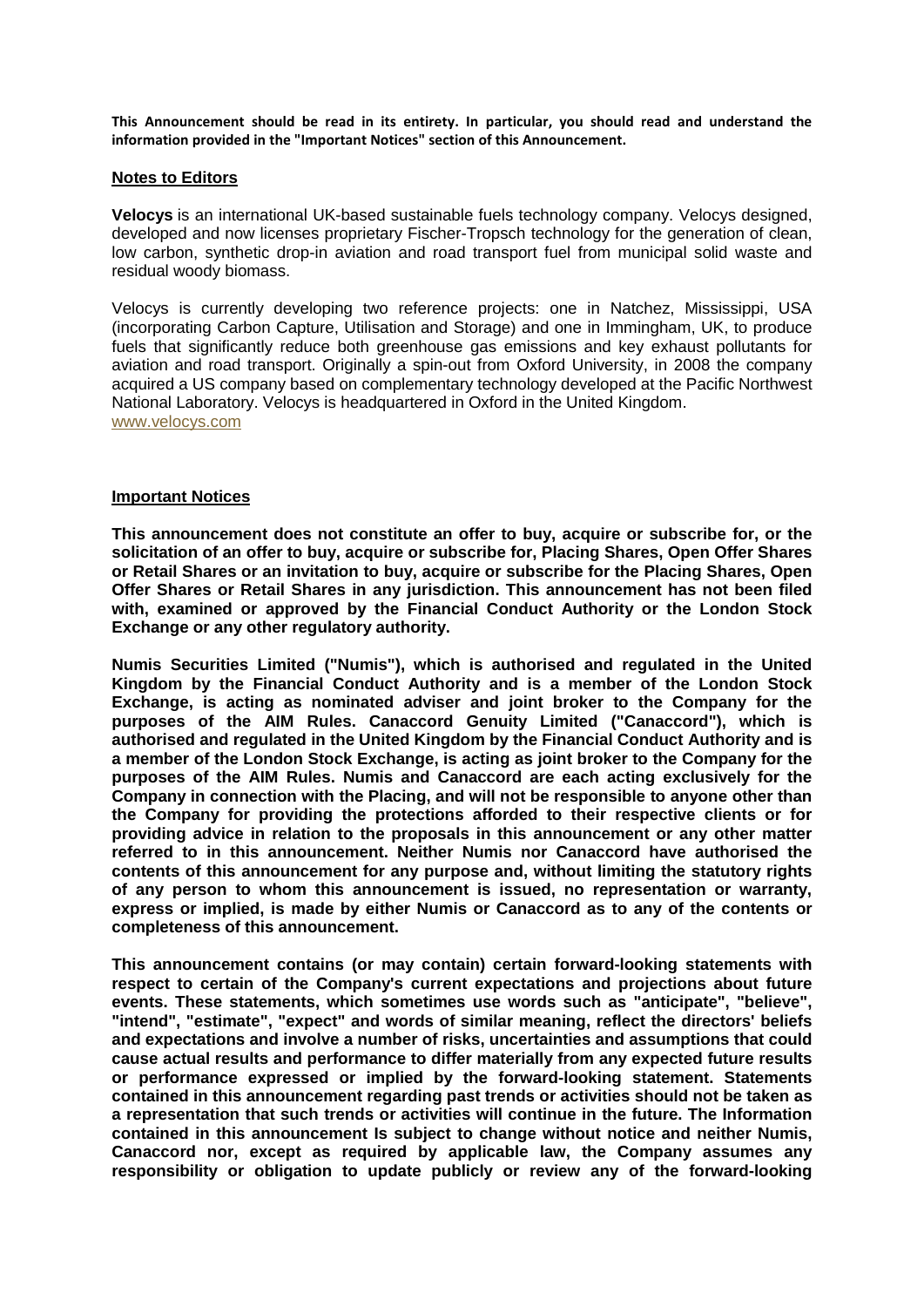**This Announcement should be read in its entirety. In particular, you should read and understand the information provided in the "Important Notices" section of this Announcement.**

## Notes to Editors

**Velocys** is an international UK-based sustainable fuels technology company. Velocys designed, developed and now licenses proprietary Fischer-Tropsch technology for the generation of clean, low carbon, synthetic drop-in aviation and road transport fuel from municipal solid waste and residual woody biomass.

Velocys is currently developing two reference projects: one in Natchez, Mississippi, USA (incorporating Carbon Capture, Utilisation and Storage) and one in Immingham, UK, to produce fuels that significantly reduce both greenhouse gas emissions and key exhaust pollutants for aviation and road transport. Originally a spin-out from Oxford University, in 2008 the company acquired a US company based on complementary technology developed at the Pacific Northwest National Laboratory. Velocys is headquartered in Oxford in the United Kingdom.
www.velocys.com

## Important Notices

**This announcement does not constitute an offer to buy, acquire or subscribe for, or the solicitation of an offer to buy, acquire or subscribe for, Placing Shares, Open Offer Shares or Retail Shares or an invitation to buy, acquire or subscribe for the Placing Shares, Open Offer Shares or Retail Shares in any jurisdiction. This announcement has not been filed with, examined or approved by the Financial Conduct Authority or the London Stock Exchange or any other regulatory authority.**

**Numis Securities Limited ("Numis"), which is authorised and regulated in the United Kingdom by the Financial Conduct Authority and is a member of the London Stock Exchange, is acting as nominated adviser and joint broker to the Company for the purposes of the AIM Rules. Canaccord Genuity Limited ("Canaccord"), which is authorised and regulated in the United Kingdom by the Financial Conduct Authority and is a member of the London Stock Exchange, is acting as joint broker to the Company for the purposes of the AIM Rules. Numis and Canaccord are each acting exclusively for the Company in connection with the Placing, and will not be responsible to anyone other than the Company for providing the protections afforded to their respective clients or for providing advice in relation to the proposals in this announcement or any other matter referred to in this announcement. Neither Numis nor Canaccord have authorised the contents of this announcement for any purpose and, without limiting the statutory rights of any person to whom this announcement is issued, no representation or warranty, express or implied, is made by either Numis or Canaccord as to any of the contents or completeness of this announcement.**

**This announcement contains (or may contain) certain forward-looking statements with respect to certain of the Company's current expectations and projections about future events. These statements, which sometimes use words such as "anticipate", "believe", "intend", "estimate", "expect" and words of similar meaning, reflect the directors' beliefs and expectations and involve a number of risks, uncertainties and assumptions that could cause actual results and performance to differ materially from any expected future results or performance expressed or implied by the forward-looking statement. Statements contained in this announcement regarding past trends or activities should not be taken as a representation that such trends or activities will continue in the future. The Information contained in this announcement Is subject to change without notice and neither Numis, Canaccord nor, except as required by applicable law, the Company assumes any responsibility or obligation to update publicly or review any of the forward-looking**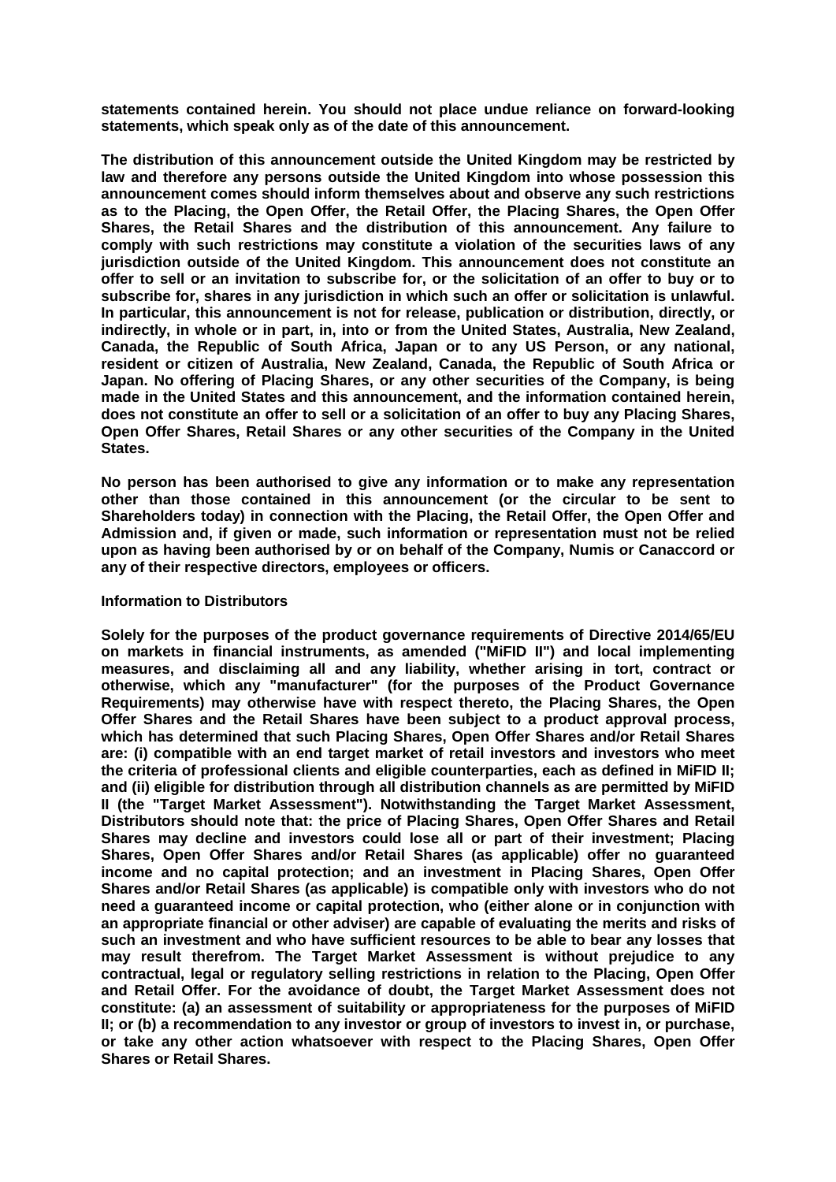**statements contained herein. You should not place undue reliance on forward-looking statements, which speak only as of the date of this announcement.**

**The distribution of this announcement outside the United Kingdom may be restricted by law and therefore any persons outside the United Kingdom into whose possession this announcement comes should inform themselves about and observe any such restrictions as to the Placing, the Open Offer, the Retail Offer, the Placing Shares, the Open Offer Shares, the Retail Shares and the distribution of this announcement. Any failure to comply with such restrictions may constitute a violation of the securities laws of any jurisdiction outside of the United Kingdom. This announcement does not constitute an offer to sell or an invitation to subscribe for, or the solicitation of an offer to buy or to subscribe for, shares in any jurisdiction in which such an offer or solicitation is unlawful. In particular, this announcement is not for release, publication or distribution, directly, or indirectly, in whole or in part, in, into or from the United States, Australia, New Zealand, Canada, the Republic of South Africa, Japan or to any US Person, or any national, resident or citizen of Australia, New Zealand, Canada, the Republic of South Africa or Japan. No offering of Placing Shares, or any other securities of the Company, is being made in the United States and this announcement, and the information contained herein, does not constitute an offer to sell or a solicitation of an offer to buy any Placing Shares, Open Offer Shares, Retail Shares or any other securities of the Company in the United States.**

**No person has been authorised to give any information or to make any representation other than those contained in this announcement (or the circular to be sent to Shareholders today) in connection with the Placing, the Retail Offer, the Open Offer and Admission and, if given or made, such information or representation must not be relied upon as having been authorised by or on behalf of the Company, Numis or Canaccord or any of their respective directors, employees or officers.**

**Information to Distributors**

**Solely for the purposes of the product governance requirements of Directive 2014/65/EU on markets in financial instruments, as amended ("MiFID II") and local implementing measures, and disclaiming all and any liability, whether arising in tort, contract or otherwise, which any "manufacturer" (for the purposes of the Product Governance Requirements) may otherwise have with respect thereto, the Placing Shares, the Open Offer Shares and the Retail Shares have been subject to a product approval process, which has determined that such Placing Shares, Open Offer Shares and/or Retail Shares are: (i) compatible with an end target market of retail investors and investors who meet the criteria of professional clients and eligible counterparties, each as defined in MiFID II; and (ii) eligible for distribution through all distribution channels as are permitted by MiFID II (the "Target Market Assessment"). Notwithstanding the Target Market Assessment, Distributors should note that: the price of Placing Shares, Open Offer Shares and Retail Shares may decline and investors could lose all or part of their investment; Placing Shares, Open Offer Shares and/or Retail Shares (as applicable) offer no guaranteed income and no capital protection; and an investment in Placing Shares, Open Offer Shares and/or Retail Shares (as applicable) is compatible only with investors who do not need a guaranteed income or capital protection, who (either alone or in conjunction with an appropriate financial or other adviser) are capable of evaluating the merits and risks of such an investment and who have sufficient resources to be able to bear any losses that may result therefrom. The Target Market Assessment is without prejudice to any contractual, legal or regulatory selling restrictions in relation to the Placing, Open Offer and Retail Offer. For the avoidance of doubt, the Target Market Assessment does not constitute: (a) an assessment of suitability or appropriateness for the purposes of MiFID II; or (b) a recommendation to any investor or group of investors to invest in, or purchase, or take any other action whatsoever with respect to the Placing Shares, Open Offer Shares or Retail Shares.**